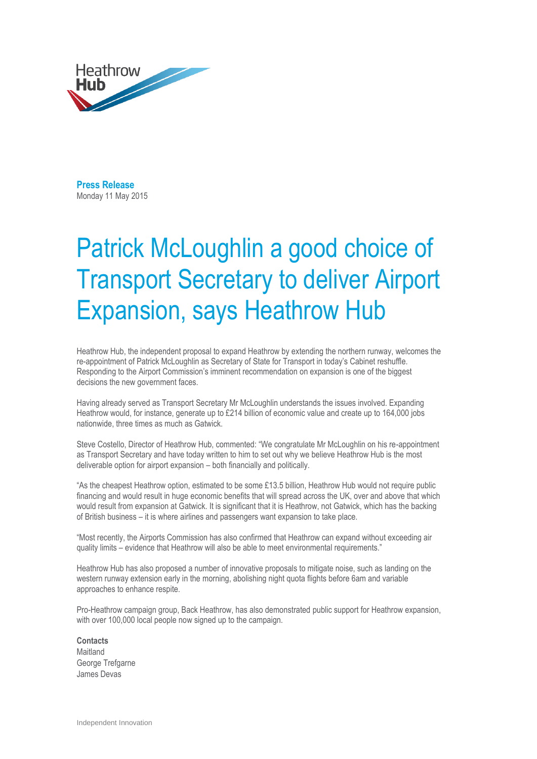Heathrow **Hub**

**Press Release**
Monday 11 May 2015

# Patrick McLoughlin a good choice of Transport Secretary to deliver Airport Expansion, says Heathrow Hub

Heathrow Hub, the independent proposal to expand Heathrow by extending the northern runway, welcomes the re-appointment of Patrick McLoughlin as Secretary of State for Transport in today's Cabinet reshuffle. Responding to the Airport Commission's imminent recommendation on expansion is one of the biggest decisions the new government faces.

Having already served as Transport Secretary Mr McLoughlin understands the issues involved. Expanding Heathrow would, for instance, generate up to £214 billion of economic value and create up to 164,000 jobs nationwide, three times as much as Gatwick.

Steve Costello, Director of Heathrow Hub, commented: "We congratulate Mr McLoughlin on his re-appointment as Transport Secretary and have today written to him to set out why we believe Heathrow Hub is the most deliverable option for airport expansion – both financially and politically.

"As the cheapest Heathrow option, estimated to be some £13.5 billion, Heathrow Hub would not require public financing and would result in huge economic benefits that will spread across the UK, over and above that which would result from expansion at Gatwick. It is significant that it is Heathrow, not Gatwick, which has the backing of British business – it is where airlines and passengers want expansion to take place.

"Most recently, the Airports Commission has also confirmed that Heathrow can expand without exceeding air quality limits – evidence that Heathrow will also be able to meet environmental requirements."

Heathrow Hub has also proposed a number of innovative proposals to mitigate noise, such as landing on the western runway extension early in the morning, abolishing night quota flights before 6am and variable approaches to enhance respite.

Pro-Heathrow campaign group, Back Heathrow, has also demonstrated public support for Heathrow expansion, with over 100,000 local people now signed up to the campaign.

**Contacts**
Maitland
George Trefgarne
James Devas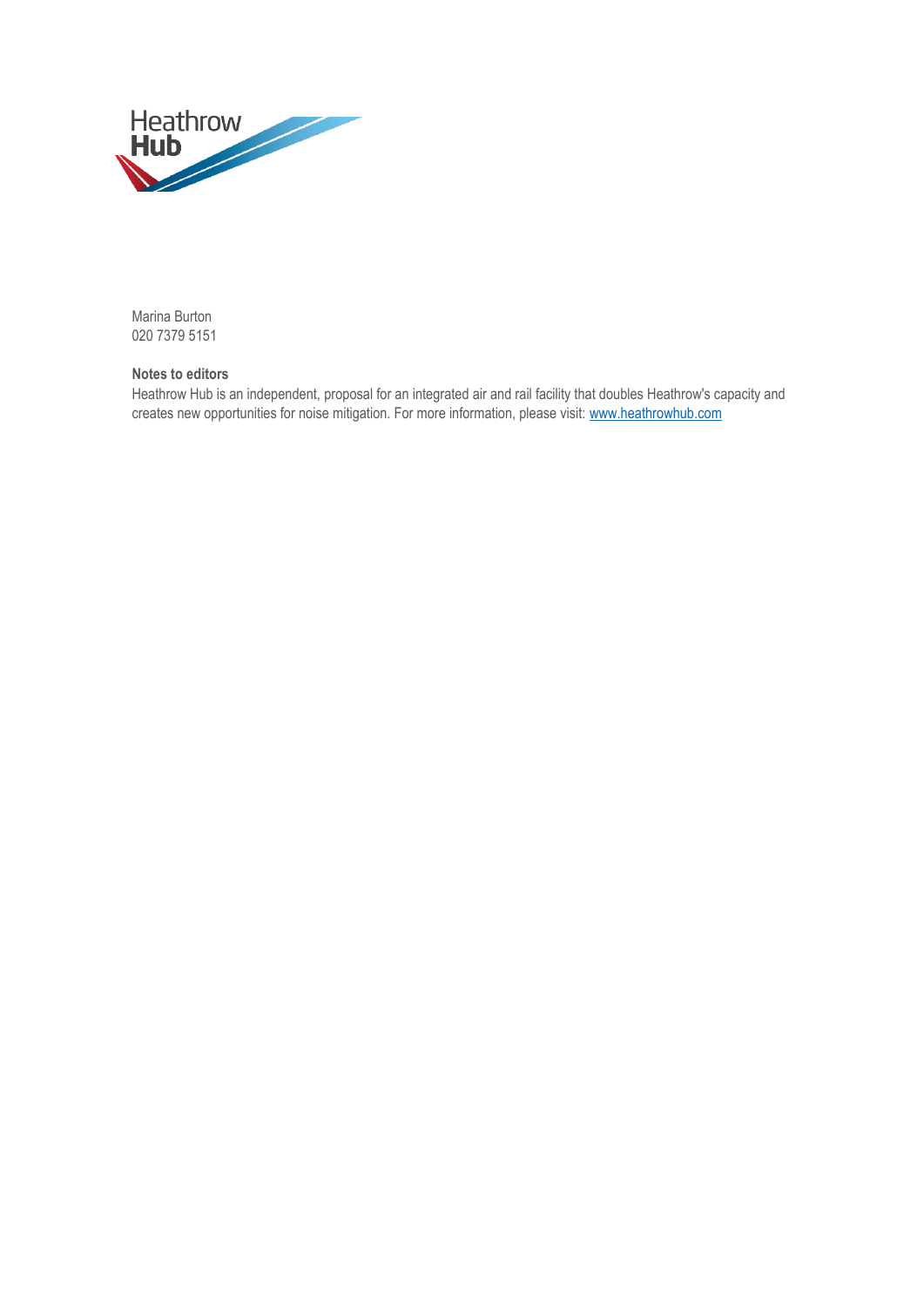Marina Burton
020 7379 5151

**Notes to editors**

Heathrow Hub is an independent, proposal for an integrated air and rail facility that doubles Heathrow's capacity and creates new opportunities for noise mitigation. For more information, please visit: [www.heathrowhub.com](http://www.heathrowhub.com)